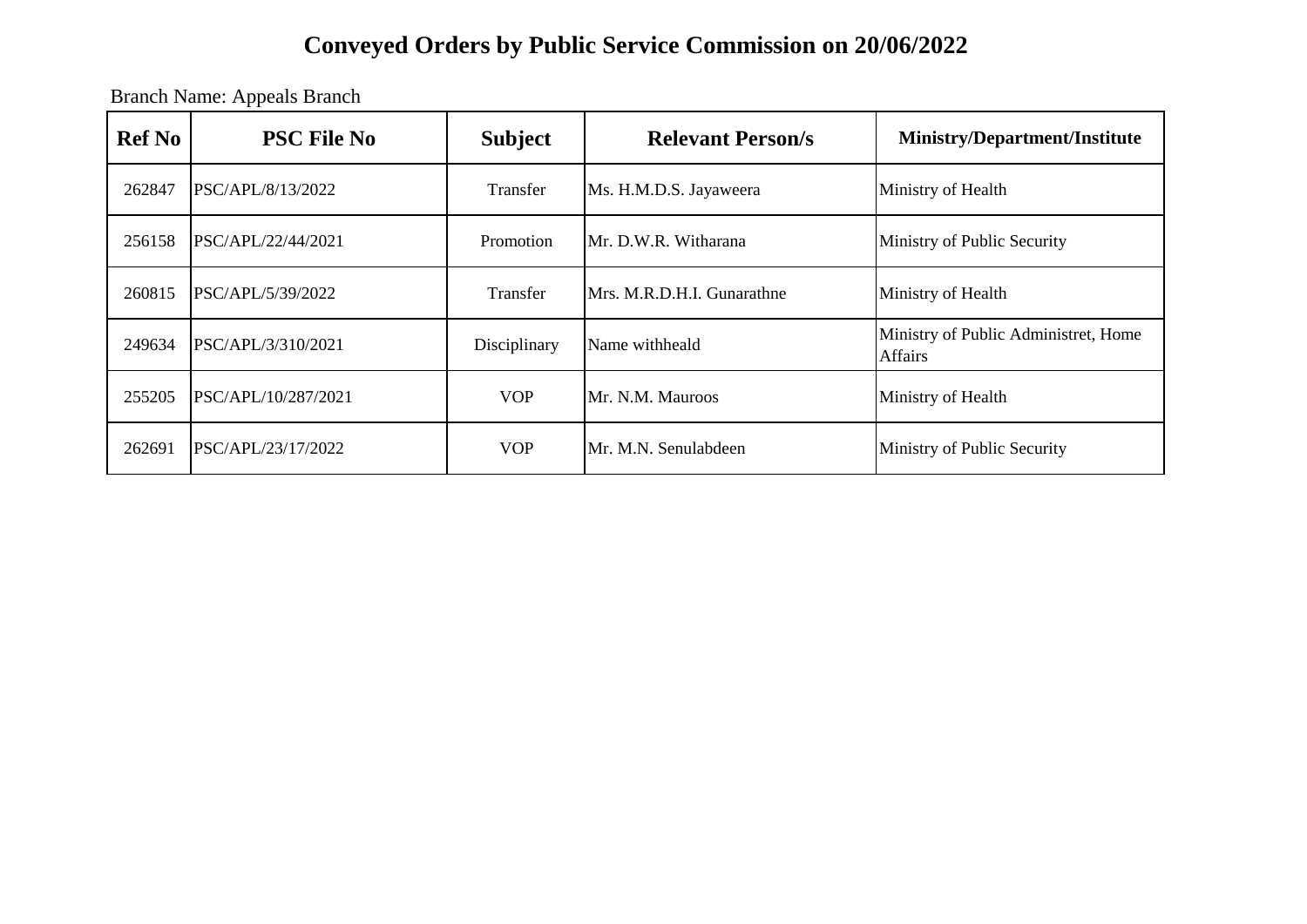# Conveyed Orders by Public Service Commission on 20/06/2022

Branch Name: Appeals Branch

| Ref No | PSC File No | Subject | Relevant Person/s | Ministry/Department/Institute |
|---|---|---|---|---|
| 262847 | PSC/APL/8/13/2022 | Transfer | Ms. H.M.D.S. Jayaweera | Ministry of Health |
| 256158 | PSC/APL/22/44/2021 | Promotion | Mr. D.W.R. Witharana | Ministry of Public Security |
| 260815 | PSC/APL/5/39/2022 | Transfer | Mrs. M.R.D.H.I. Gunarathne | Ministry of Health |
| 249634 | PSC/APL/3/310/2021 | Disciplinary | Name withheald | Ministry of Public Administret, Home Affairs |
| 255205 | PSC/APL/10/287/2021 | VOP | Mr. N.M. Mauroos | Ministry of Health |
| 262691 | PSC/APL/23/17/2022 | VOP | Mr. M.N. Senulabdeen | Ministry of Public Security |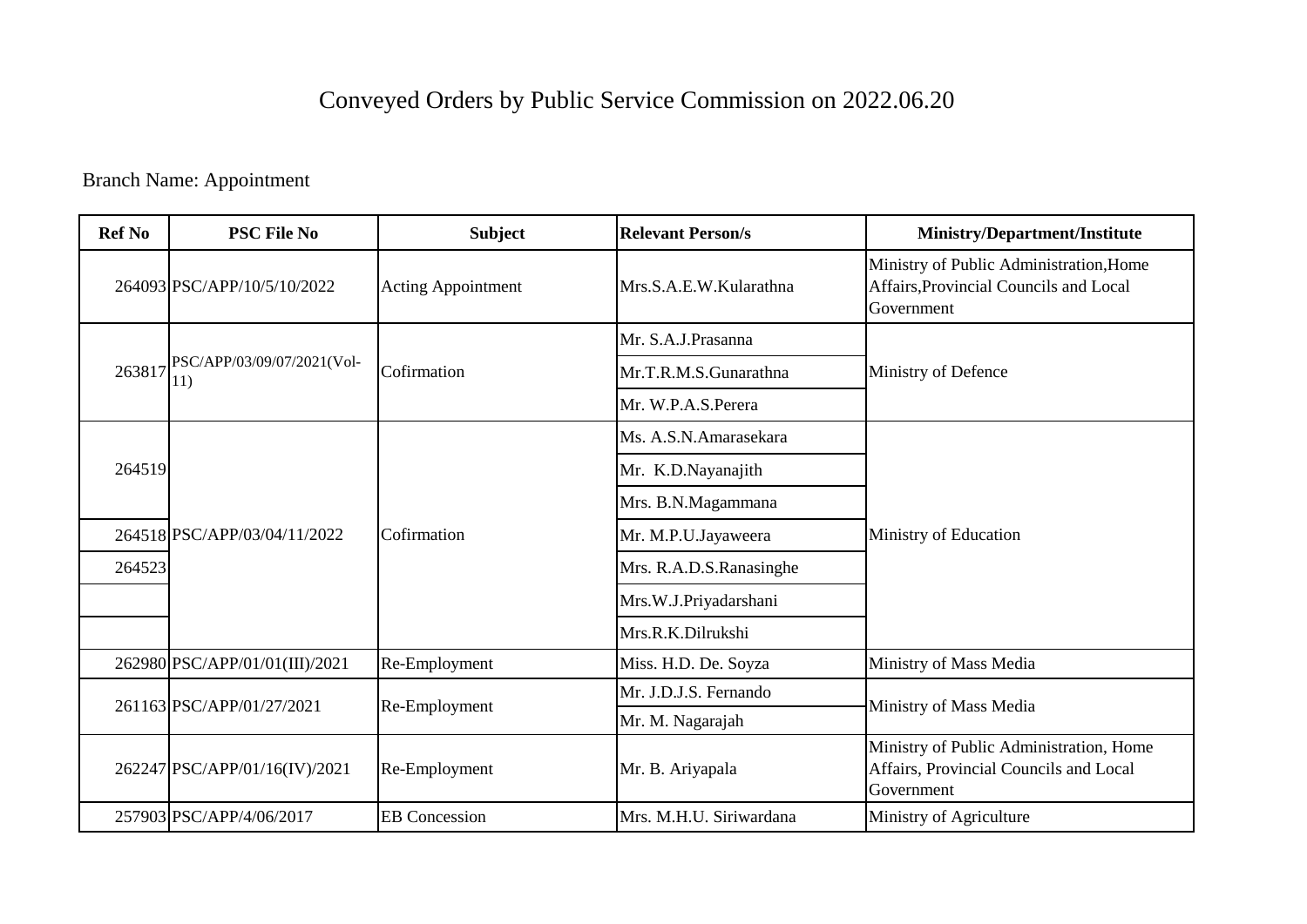# Conveyed Orders by Public Service Commission on 2022.06.20

Branch Name: Appointment

| Ref No | PSC File No | Subject | Relevant Person/s | Ministry/Department/Institute |
|---|---|---|---|---|
| 264093 | PSC/APP/10/5/10/2022 | Acting Appointment | Mrs.S.A.E.W.Kularathna | Ministry of Public Administration,Home Affairs,Provincial Councils and Local Government |
| 263817 | PSC/APP/03/09/07/2021(Vol-11) | Cofirmation | Mr. S.A.J.Prasanna | Ministry of Defence |
| | | | Mr.T.R.M.S.Gunarathna | |
| | | | Mr. W.P.A.S.Perera | |
| 264519 | PSC/APP/03/04/11/2022 | Cofirmation | Ms. A.S.N.Amarasekara | Ministry of Education |
| | | | Mr. K.D.Nayanajith | |
| | | | Mrs. B.N.Magammana | |
| 264518 | | | Mr. M.P.U.Jayaweera | |
| 264523 | | | Mrs. R.A.D.S.Ranasinghe | |
| | | | Mrs.W.J.Priyadarshani | |
| | | | Mrs.R.K.Dilrukshi | |
| 262980 | PSC/APP/01/01(III)/2021 | Re-Employment | Miss. H.D. De. Soyza | Ministry of Mass Media |
| 261163 | PSC/APP/01/27/2021 | Re-Employment | Mr. J.D.J.S. Fernando | Ministry of Mass Media |
| | | | Mr. M. Nagarajah | |
| 262247 | PSC/APP/01/16(IV)/2021 | Re-Employment | Mr. B. Ariyapala | Ministry of Public Administration, Home Affairs, Provincial Councils and Local Government |
| 257903 | PSC/APP/4/06/2017 | EB Concession | Mrs. M.H.U. Siriwardana | Ministry of Agriculture |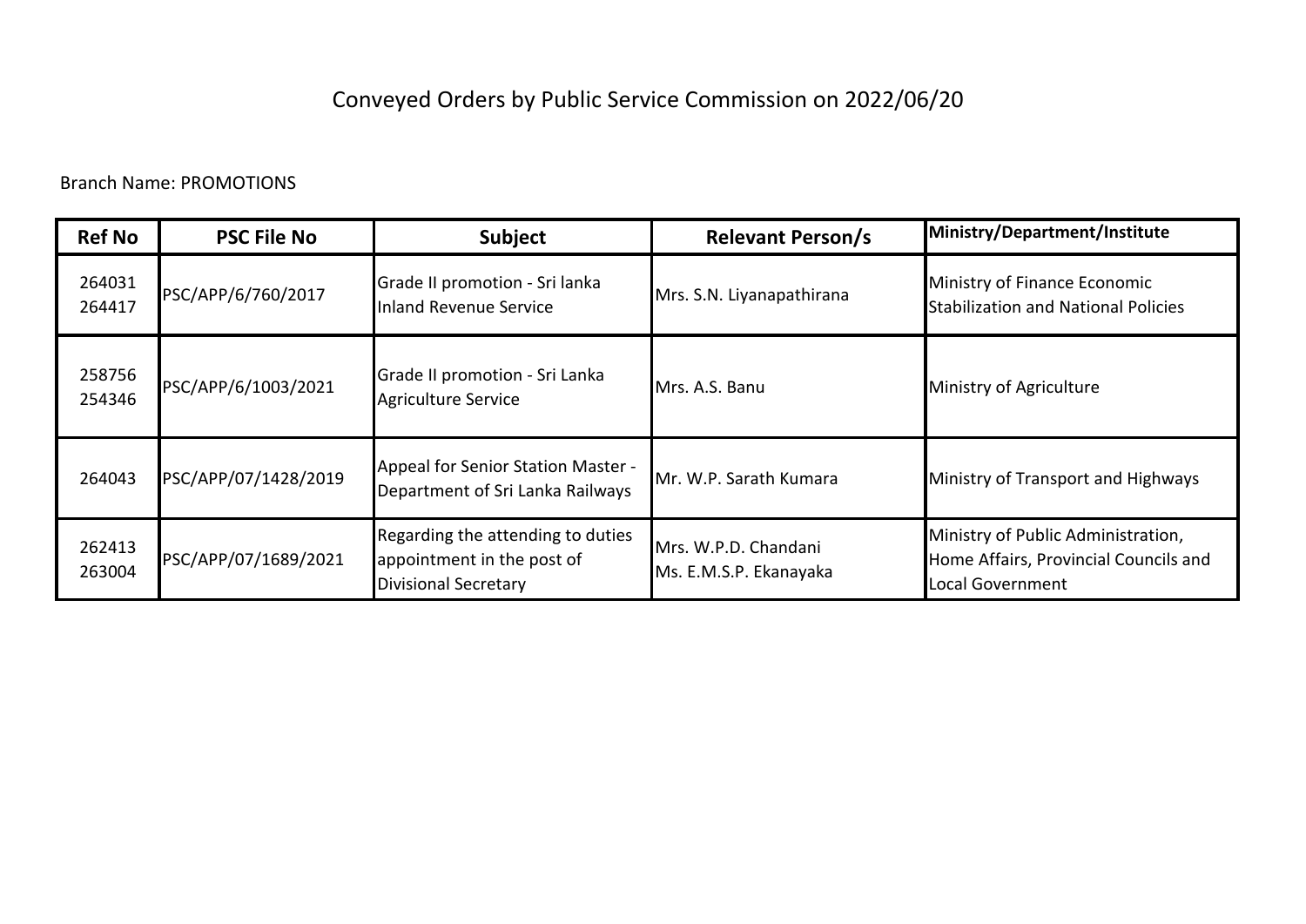# Conveyed Orders by Public Service Commission on 2022/06/20

Branch Name: PROMOTIONS

| Ref No | PSC File No | Subject | Relevant Person/s | Ministry/Department/Institute |
|---|---|---|---|---|
| 264031<br>264417 | PSC/APP/6/760/2017 | Grade II promotion - Sri lanka Inland Revenue Service | Mrs. S.N. Liyanapathirana | Ministry of Finance Economic Stabilization and National Policies |
| 258756<br>254346 | PSC/APP/6/1003/2021 | Grade II promotion - Sri Lanka Agriculture Service | Mrs. A.S. Banu | Ministry of Agriculture |
| 264043 | PSC/APP/07/1428/2019 | Appeal for Senior Station Master - Department of Sri Lanka Railways | Mr. W.P. Sarath Kumara | Ministry of Transport and Highways |
| 262413<br>263004 | PSC/APP/07/1689/2021 | Regarding the attending to duties appointment in the post of Divisional Secretary | Mrs. W.P.D. Chandani<br>Ms. E.M.S.P. Ekanayaka | Ministry of Public Administration, Home Affairs, Provincial Councils and Local Government |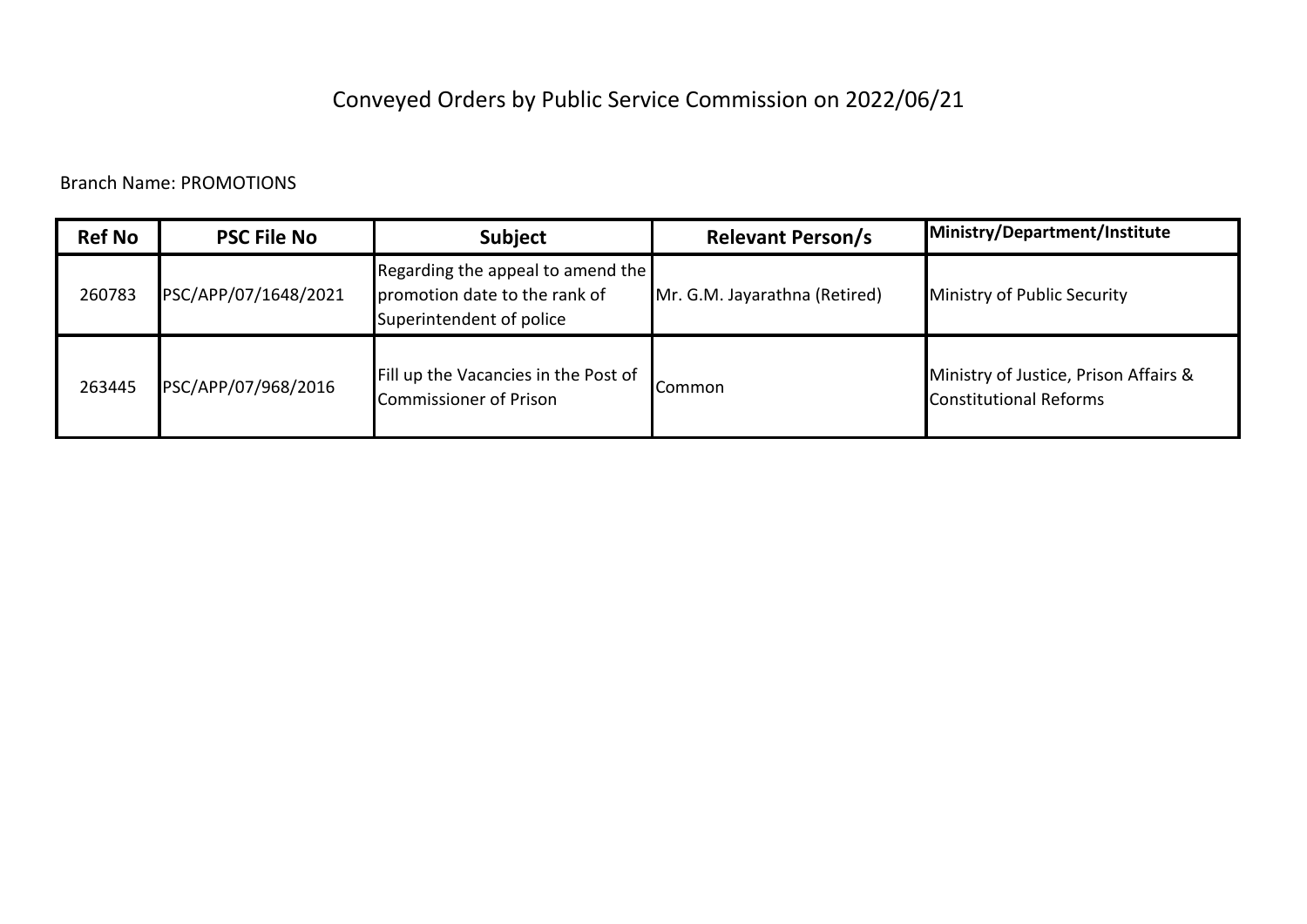# Conveyed Orders by Public Service Commission on 2022/06/21

Branch Name: PROMOTIONS

| Ref No | PSC File No | Subject | Relevant Person/s | Ministry/Department/Institute |
|---|---|---|---|---|
| 260783 | PSC/APP/07/1648/2021 | Regarding the appeal to amend the promotion date to the rank of Superintendent of police | Mr. G.M. Jayarathna (Retired) | Ministry of Public Security |
| 263445 | PSC/APP/07/968/2016 | Fill up the Vacancies in the Post of Commissioner of Prison | Common | Ministry of Justice, Prison Affairs & Constitutional Reforms |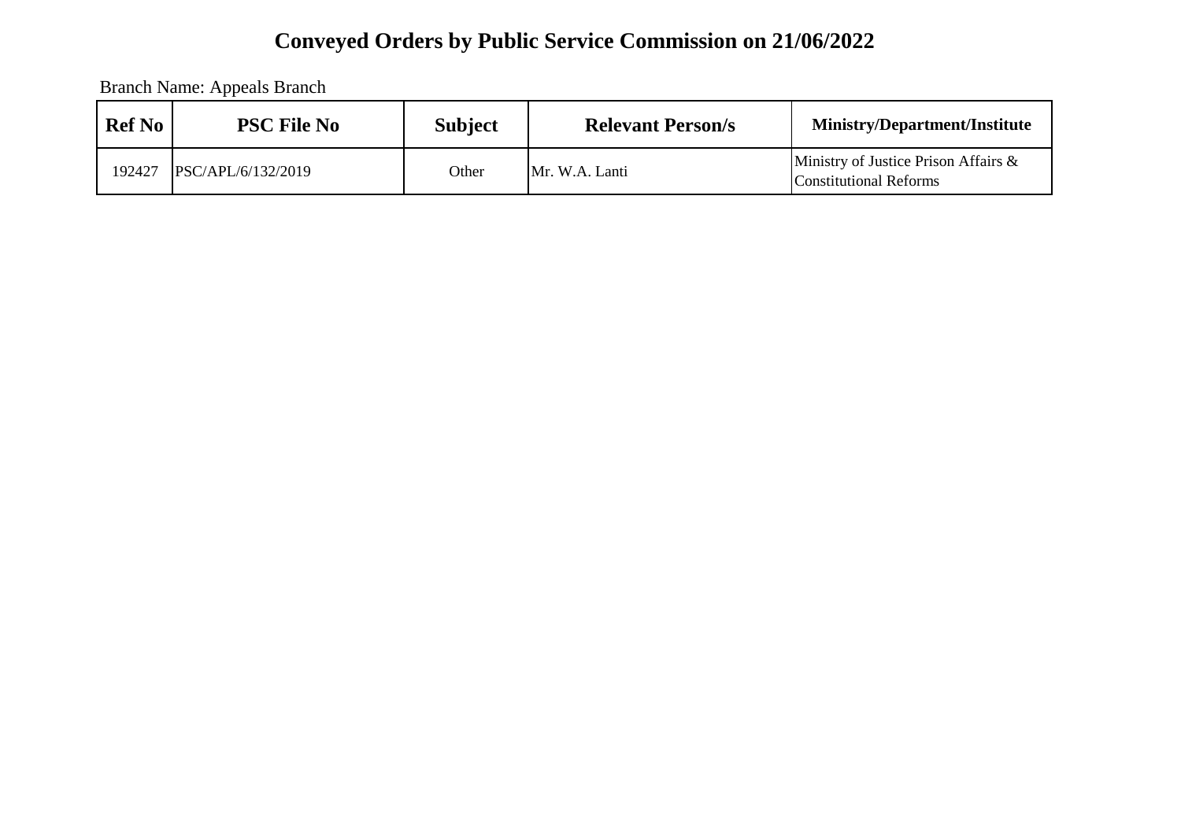# Conveyed Orders by Public Service Commission on 21/06/2022

Branch Name: Appeals Branch

| Ref No | PSC File No | Subject | Relevant Person/s | Ministry/Department/Institute |
|---|---|---|---|---|
| 192427 | PSC/APL/6/132/2019 | Other | Mr. W.A. Lanti | Ministry of Justice Prison Affairs & Constitutional Reforms |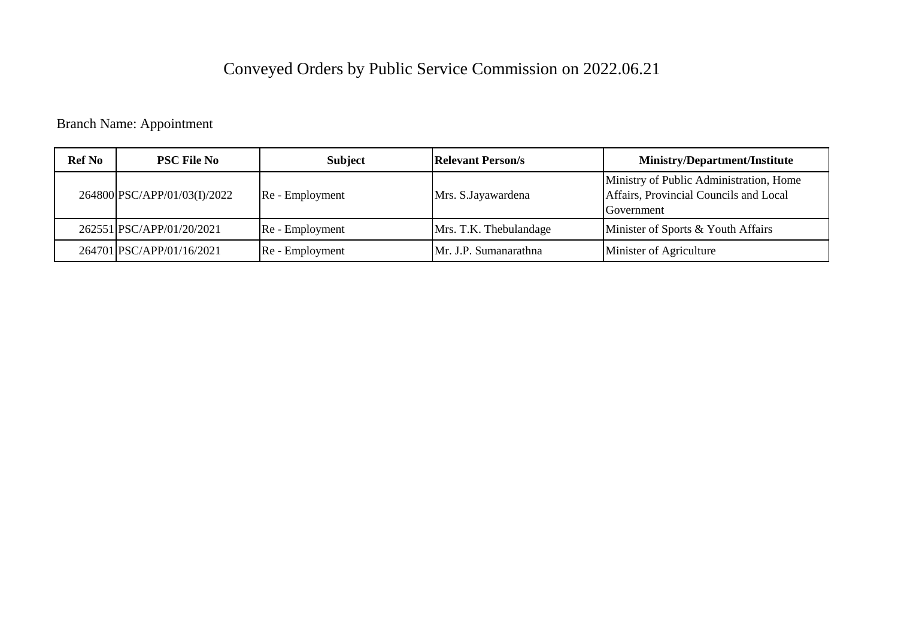# Conveyed Orders by Public Service Commission on 2022.06.21

Branch Name: Appointment

| Ref No | PSC File No | Subject | Relevant Person/s | Ministry/Department/Institute |
|---|---|---|---|---|
| 264800 | PSC/APP/01/03(I)/2022 | Re - Employment | Mrs. S.Jayawardena | Ministry of Public Administration, Home Affairs, Provincial Councils and Local Government |
| 262551 | PSC/APP/01/20/2021 | Re - Employment | Mrs. T.K. Thebulandage | Minister of Sports & Youth Affairs |
| 264701 | PSC/APP/01/16/2021 | Re - Employment | Mr. J.P. Sumanarathna | Minister of Agriculture |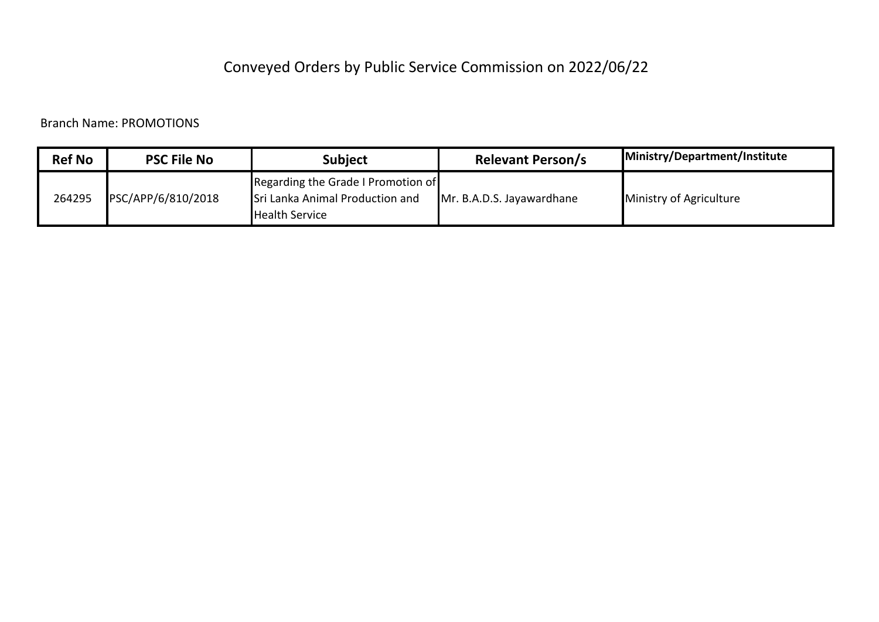# Conveyed Orders by Public Service Commission on 2022/06/22

Branch Name: PROMOTIONS

| Ref No | PSC File No | Subject | Relevant Person/s | Ministry/Department/Institute |
|---|---|---|---|---|
| 264295 | PSC/APP/6/810/2018 | Regarding the Grade I Promotion of Sri Lanka Animal Production and Health Service | Mr. B.A.D.S. Jayawardhane | Ministry of Agriculture |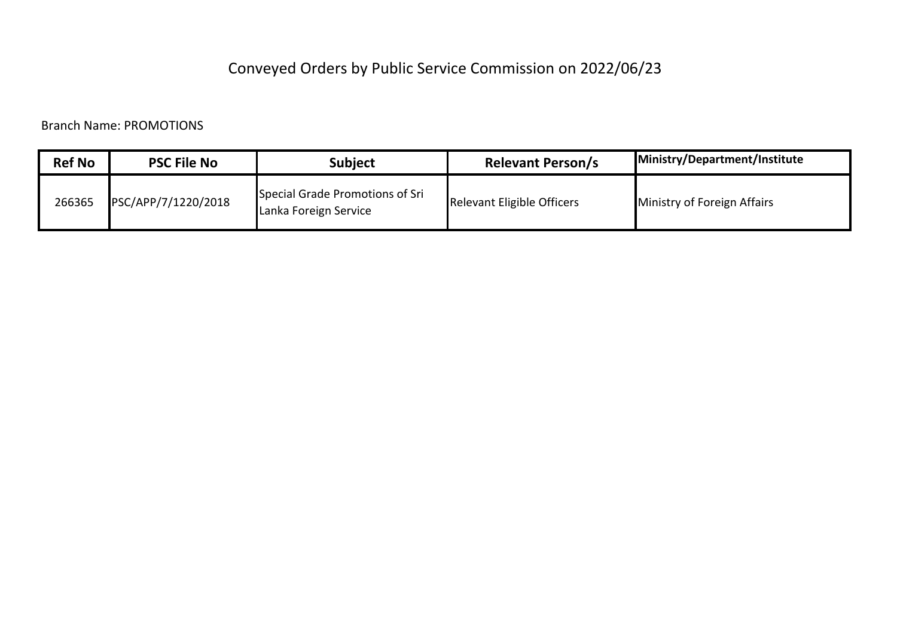# Conveyed Orders by Public Service Commission on 2022/06/23

Branch Name: PROMOTIONS

| Ref No | PSC File No | Subject | Relevant Person/s | Ministry/Department/Institute |
|---|---|---|---|---|
| 266365 | PSC/APP/7/1220/2018 | Special Grade Promotions of Sri Lanka Foreign Service | Relevant Eligible Officers | Ministry of Foreign Affairs |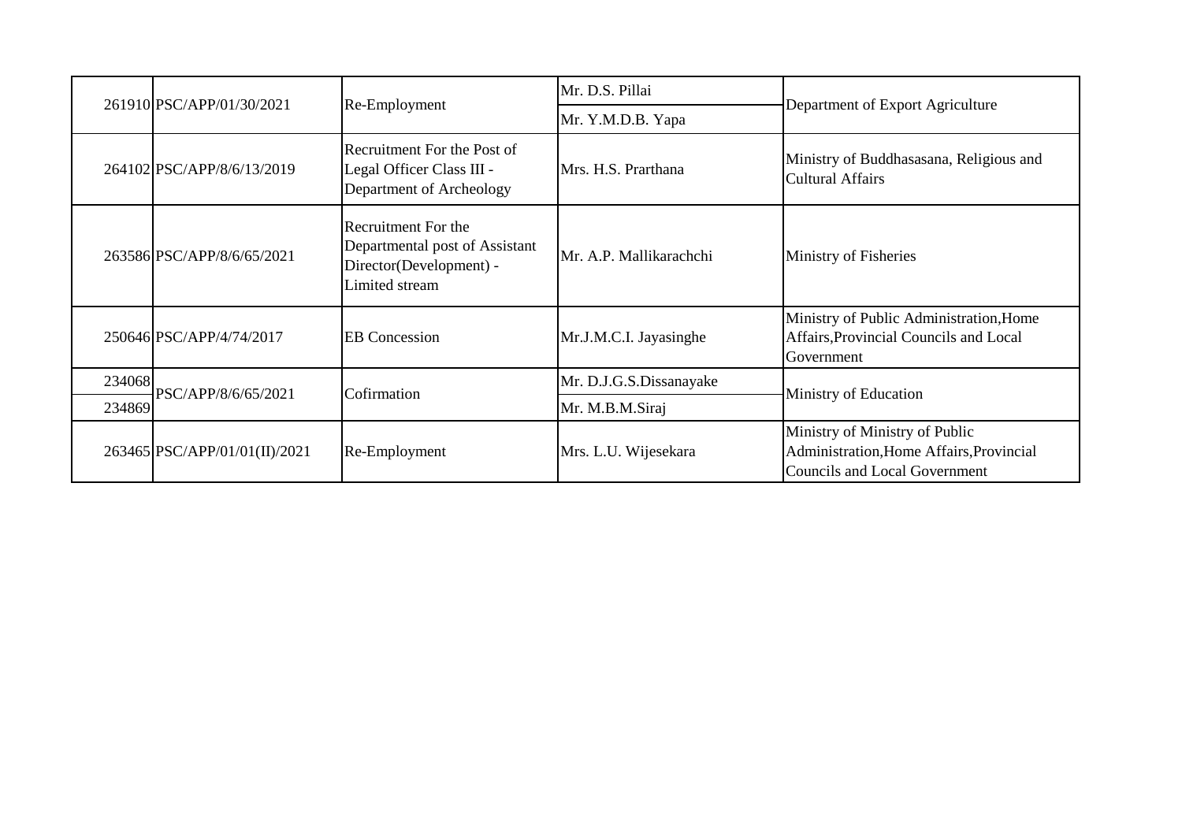| | | | | |
|---|---|---|---|---|
| 261910 | PSC/APP/01/30/2021 | Re-Employment | Mr. D.S. Pillai | Department of Export Agriculture |
| | | | Mr. Y.M.D.B. Yapa | |
| 264102 | PSC/APP/8/6/13/2019 | Recruitment For the Post of Legal Officer Class III - Department of Archeology | Mrs. H.S. Prarthana | Ministry of Buddhasasana, Religious and Cultural Affairs |
| 263586 | PSC/APP/8/6/65/2021 | Recruitment For the Departmental post of Assistant Director(Development) - Limited stream | Mr. A.P. Mallikarachchi | Ministry of Fisheries |
| 250646 | PSC/APP/4/74/2017 | EB Concession | Mr.J.M.C.I. Jayasinghe | Ministry of Public Administration,Home Affairs,Provincial Councils and Local Government |
| 234068 | PSC/APP/8/6/65/2021 | Cofirmation | Mr. D.J.G.S.Dissanayake | Ministry of Education |
| 234869 | | | Mr. M.B.M.Siraj | |
| 263465 | PSC/APP/01/01(II)/2021 | Re-Employment | Mrs. L.U. Wijesekara | Ministry of Ministry of Public Administration,Home Affairs,Provincial Councils and Local Government |